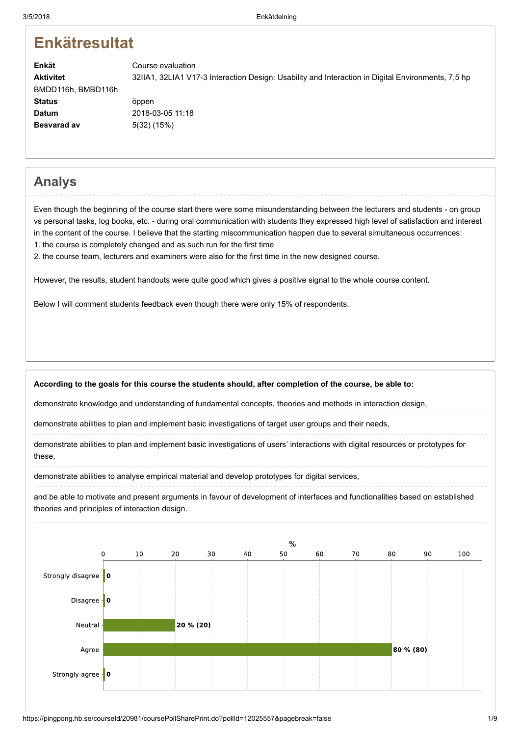# Enkätresultat

| | |
|---|---|
| **Enkät** | Course evaluation |
| **Aktivitet** | 32IIA1, 32LIA1 V17-3 Interaction Design: Usability and Interaction in Digital Environments, 7,5 hp BMDD116h, BMBD116h |
| **Status** | öppen |
| **Datum** | 2018-03-05 11:18 |
| **Besvarad av** | 5(32) (15%) |

## Analys

Even though the beginning of the course start there were some misunderstanding between the lecturers and students - on group vs personal tasks, log books, etc. - during oral communication with students they expressed high level of satisfaction and interest in the content of the course. I believe that the starting miscommunication happen due to several simultaneous occurrences:
1. the course is completely changed and as such run for the first time
2. the course team, lecturers and examiners were also for the first time in the new designed course.

However, the results, student handouts were quite good which gives a positive signal to the whole course content.

Below I will comment students feedback even though there were only 15% of respondents.

**According to the goals for this course the students should, after completion of the course, be able to:**

demonstrate knowledge and understanding of fundamental concepts, theories and methods in interaction design,

demonstrate abilities to plan and implement basic investigations of target user groups and their needs,

demonstrate abilities to plan and implement basic investigations of users' interactions with digital resources or prototypes for these,

demonstrate abilities to analyse empirical material and develop prototypes for digital services,

and be able to motivate and present arguments in favour of development of interfaces and functionalities based on established theories and principles of interaction design.

| Response | % |
|---|---|
| Strongly disagree | 0 |
| Disagree | 0 |
| Neutral | 20 % (20) |
| Agree | 80 % (80) |
| Strongly agree | 0 |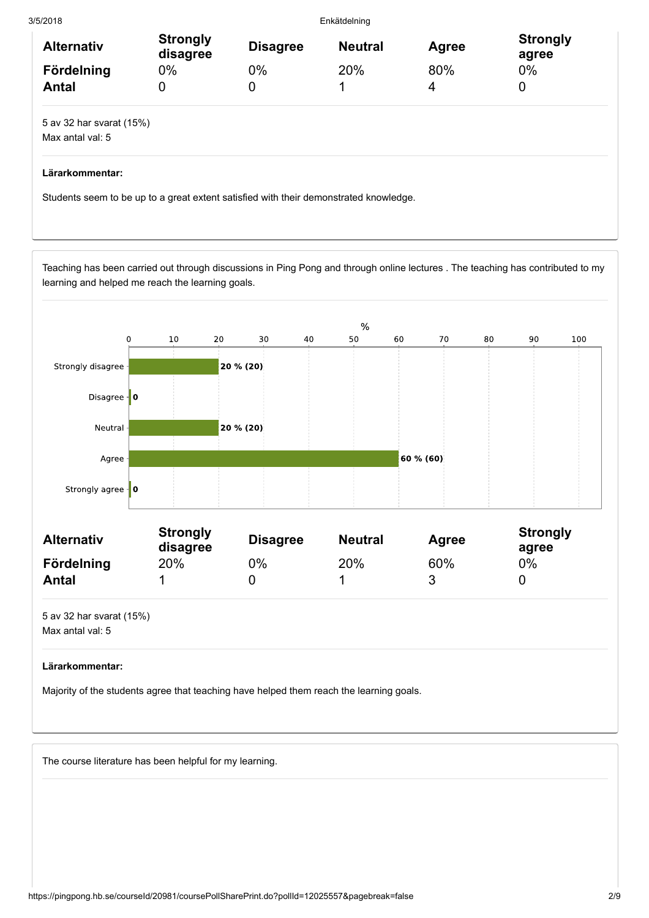| Alternativ | Strongly disagree | Disagree | Neutral | Agree | Strongly agree |
|---|---|---|---|---|---|
| Fördelning | 0% | 0% | 20% | 80% | 0% |
| Antal | 0 | 0 | 1 | 4 | 0 |

5 av 32 har svarat (15%)
Max antal val: 5

**Lärarkommentar:**

Students seem to be up to a great extent satisfied with their demonstrated knowledge.

---

Teaching has been carried out through discussions in Ping Pong and through online lectures . The teaching has contributed to my learning and helped me reach the learning goals.

| | % |
|---|---|
| Strongly disagree | 20 % (20) |
| Disagree | 0 |
| Neutral | 20 % (20) |
| Agree | 60 % (60) |
| Strongly agree | 0 |

| Alternativ | Strongly disagree | Disagree | Neutral | Agree | Strongly agree |
|---|---|---|---|---|---|
| Fördelning | 20% | 0% | 20% | 60% | 0% |
| Antal | 1 | 0 | 1 | 3 | 0 |

5 av 32 har svarat (15%)
Max antal val: 5

**Lärarkommentar:**

Majority of the students agree that teaching have helped them reach the learning goals.

---

The course literature has been helpful for my learning.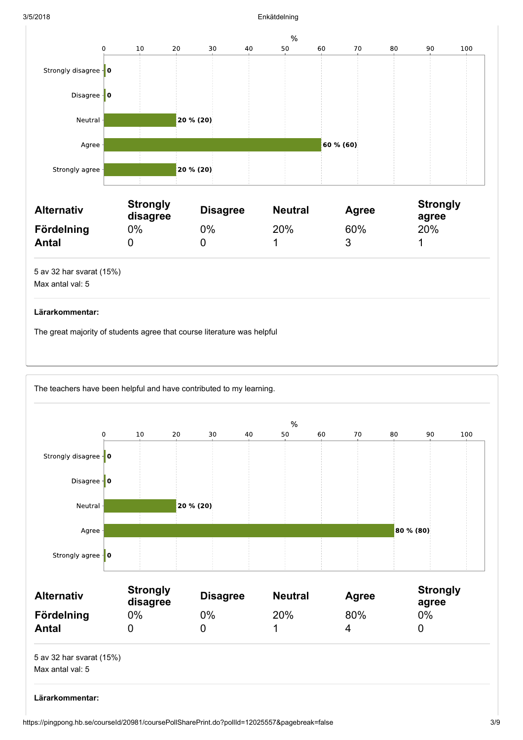| Alternativ | Strongly disagree | Disagree | Neutral | Agree | Strongly agree |
|---|---|---|---|---|---|
| Fördelning | 0% | 0% | 20% | 60% | 20% |
| Antal | 0 | 0 | 1 | 3 | 1 |

5 av 32 har svarat (15%)
Max antal val: 5

**Lärarkommentar:**

The great majority of students agree that course literature was helpful

The teachers have been helpful and have contributed to my learning.

| Alternativ | Strongly disagree | Disagree | Neutral | Agree | Strongly agree |
|---|---|---|---|---|---|
| Fördelning | 0% | 0% | 20% | 80% | 0% |
| Antal | 0 | 0 | 1 | 4 | 0 |

5 av 32 har svarat (15%)
Max antal val: 5

**Lärarkommentar:**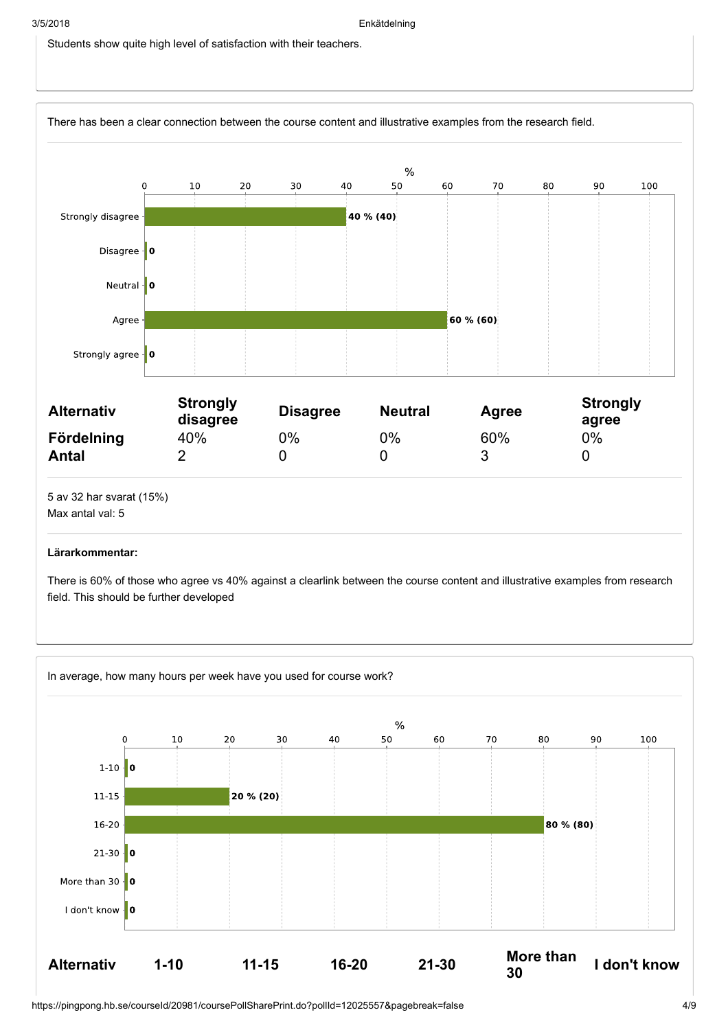Students show quite high level of satisfaction with their teachers.

There has been a clear connection between the course content and illustrative examples from the research field.

| Alternativ | Strongly disagree | Disagree | Neutral | Agree | Strongly agree |
|---|---|---|---|---|---|
| Fördelning | 40% | 0% | 0% | 60% | 0% |
| Antal | 2 | 0 | 0 | 3 | 0 |

5 av 32 har svarat (15%)
Max antal val: 5

**Lärarkommentar:**

There is 60% of those who agree vs 40% against a clearlink between the course content and illustrative examples from research field. This should be further developed

In average, how many hours per week have you used for course work?

| Alternativ | 1-10 | 11-15 | 16-20 | 21-30 | More than 30 | I don't know |
|---|---|---|---|---|---|---|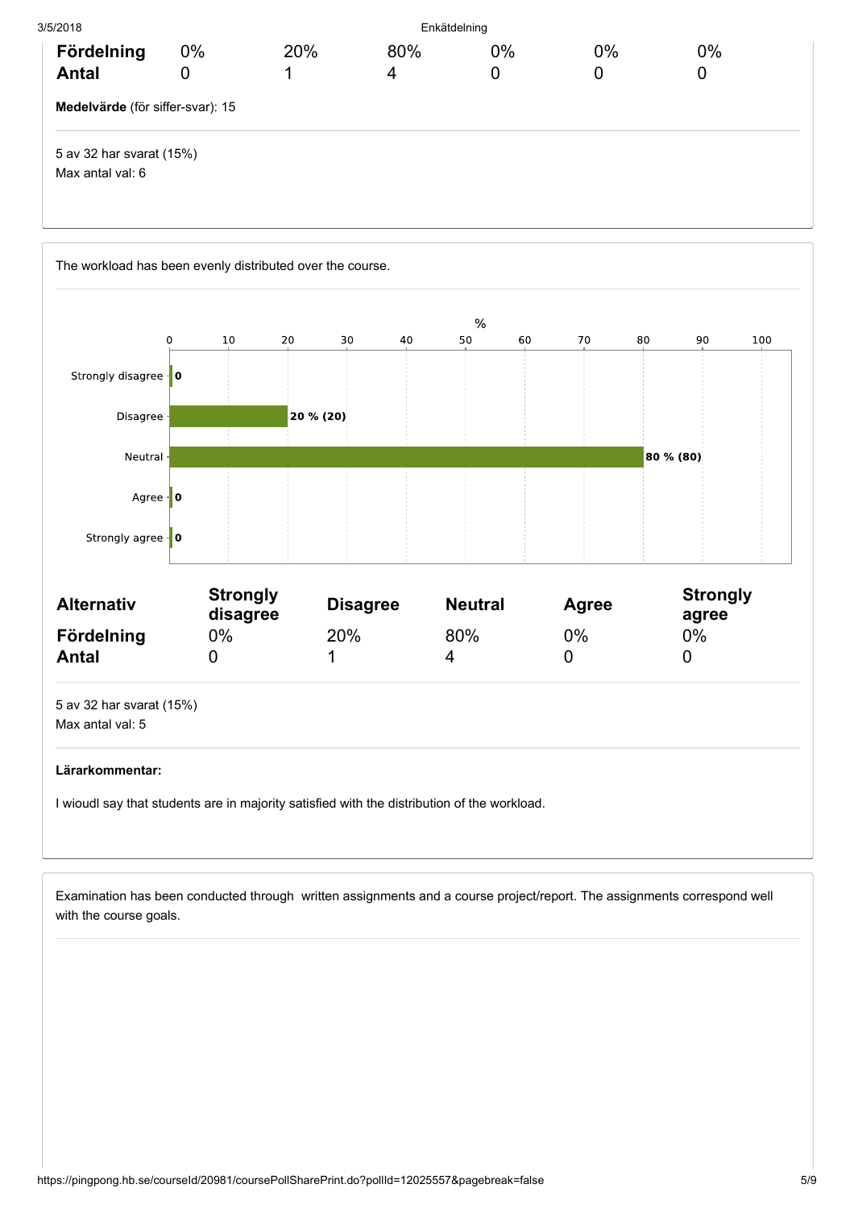| Fördelning | 0% | 20% | 80% | 0% | 0% | 0% |
|---|---|---|---|---|---|---|
| Antal | 0 | 1 | 4 | 0 | 0 | 0 |

**Medelvärde** (för siffer-svar): 15

5 av 32 har svarat (15%)
Max antal val: 6

The workload has been evenly distributed over the course.

| Alternativ | Strongly disagree | Disagree | Neutral | Agree | Strongly agree |
|---|---|---|---|---|---|
| Fördelning | 0% | 20% | 80% | 0% | 0% |
| Antal | 0 | 1 | 4 | 0 | 0 |

5 av 32 har svarat (15%)
Max antal val: 5

**Lärarkommentar:**

I wioudl say that students are in majority satisfied with the distribution of the workload.

Examination has been conducted through written assignments and a course project/report. The assignments correspond well with the course goals.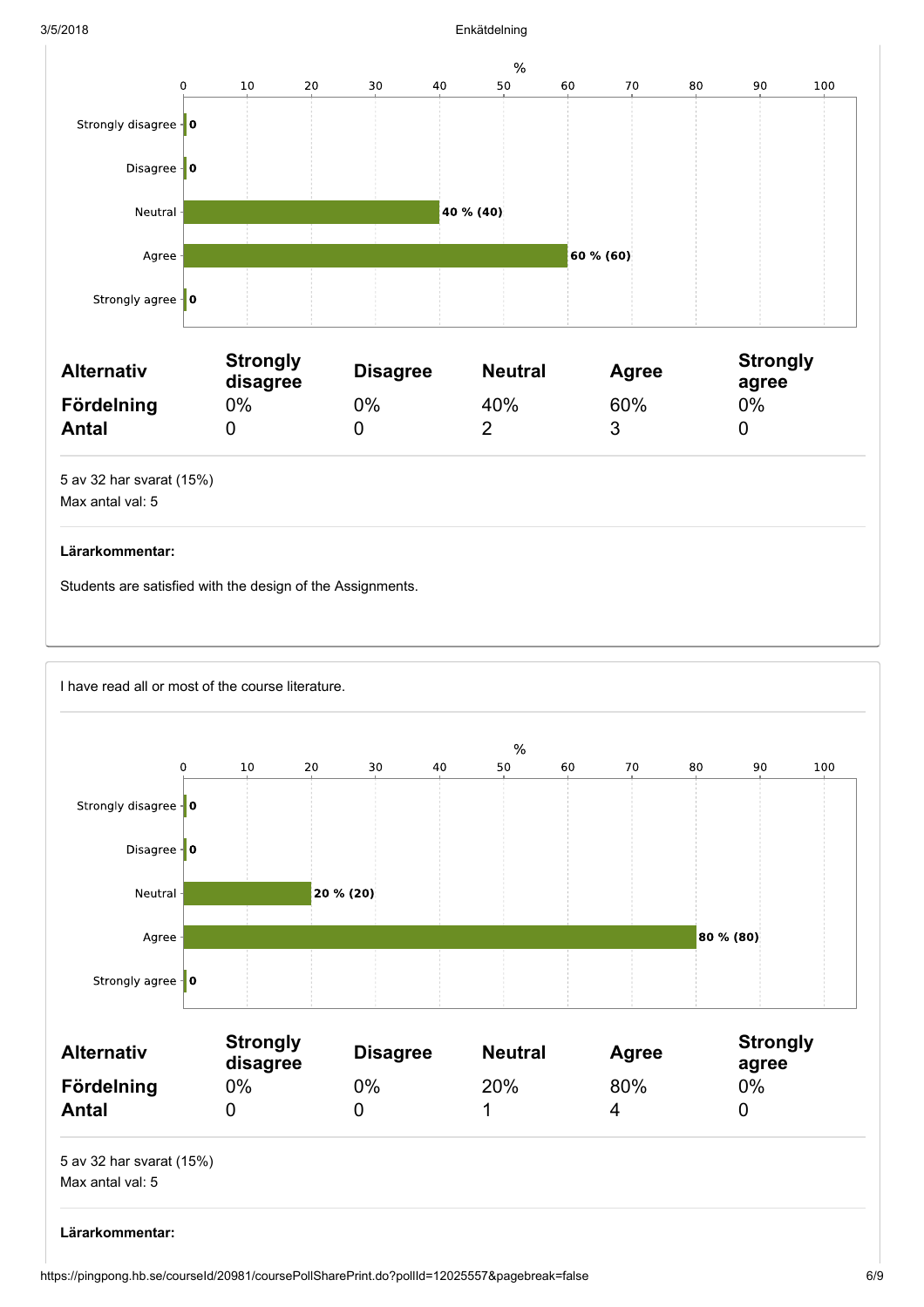| Alternativ | Strongly disagree | Disagree | Neutral | Agree | Strongly agree |
|---|---|---|---|---|---|
| Fördelning | 0% | 0% | 40% | 60% | 0% |
| Antal | 0 | 0 | 2 | 3 | 0 |

5 av 32 har svarat (15%)

Max antal val: 5

**Lärarkommentar:**

Students are satisfied with the design of the Assignments.

---

I have read all or most of the course literature.

| Alternativ | Strongly disagree | Disagree | Neutral | Agree | Strongly agree |
|---|---|---|---|---|---|
| Fördelning | 0% | 0% | 20% | 80% | 0% |
| Antal | 0 | 0 | 1 | 4 | 0 |

5 av 32 har svarat (15%)

Max antal val: 5

**Lärarkommentar:**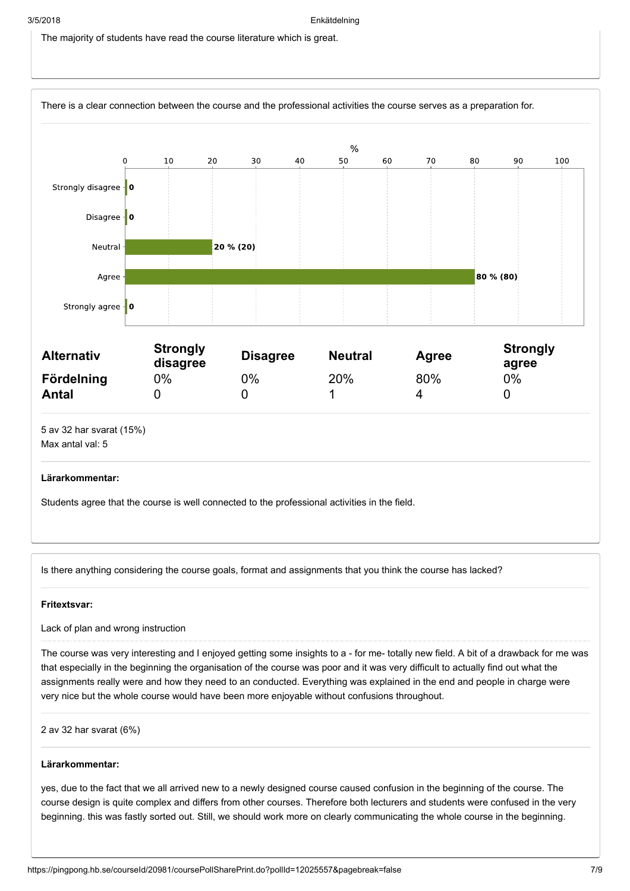The majority of students have read the course literature which is great.

There is a clear connection between the course and the professional activities the course serves as a preparation for.

| Alternativ | Strongly disagree | Disagree | Neutral | Agree | Strongly agree |
|---|---|---|---|---|---|
| Fördelning | 0% | 0% | 20% | 80% | 0% |
| Antal | 0 | 0 | 1 | 4 | 0 |

5 av 32 har svarat (15%)
Max antal val: 5

**Lärarkommentar:**

Students agree that the course is well connected to the professional activities in the field.

Is there anything considering the course goals, format and assignments that you think the course has lacked?

**Fritextsvar:**

Lack of plan and wrong instruction

The course was very interesting and I enjoyed getting some insights to a - for me- totally new field. A bit of a drawback for me was that especially in the beginning the organisation of the course was poor and it was very difficult to actually find out what the assignments really were and how they need to an conducted. Everything was explained in the end and people in charge were very nice but the whole course would have been more enjoyable without confusions throughout.

2 av 32 har svarat (6%)

**Lärarkommentar:**

yes, due to the fact that we all arrived new to a newly designed course caused confusion in the beginning of the course. The course design is quite complex and differs from other courses. Therefore both lecturers and students were confused in the very beginning. this was fastly sorted out. Still, we should work more on clearly communicating the whole course in the beginning.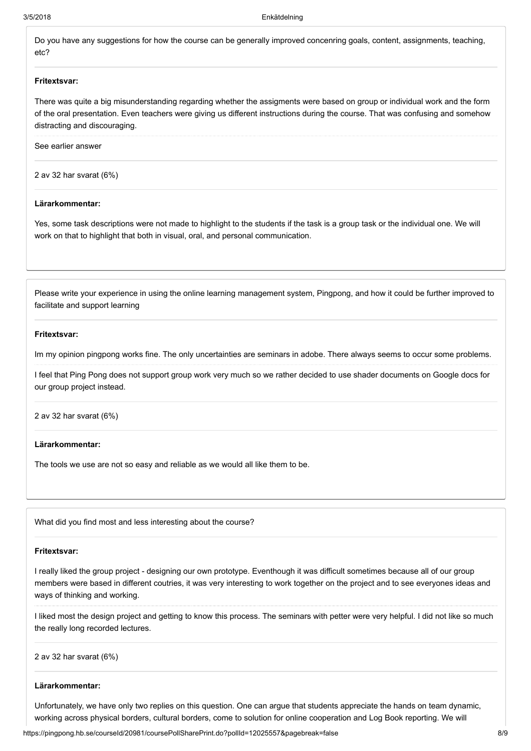Do you have any suggestions for how the course can be generally improved concenring goals, content, assignments, teaching, etc?

**Fritextsvar:**

There was quite a big misunderstanding regarding whether the assigments were based on group or individual work and the form of the oral presentation. Even teachers were giving us different instructions during the course. That was confusing and somehow distracting and discouraging.

See earlier answer

2 av 32 har svarat (6%)

**Lärarkommentar:**

Yes, some task descriptions were not made to highlight to the students if the task is a group task or the individual one. We will work on that to highlight that both in visual, oral, and personal communication.

---

Please write your experience in using the online learning management system, Pingpong, and how it could be further improved to facilitate and support learning

**Fritextsvar:**

Im my opinion pingpong works fine. The only uncertainties are seminars in adobe. There always seems to occur some problems.

I feel that Ping Pong does not support group work very much so we rather decided to use shader documents on Google docs for our group project instead.

2 av 32 har svarat (6%)

**Lärarkommentar:**

The tools we use are not so easy and reliable as we would all like them to be.

---

What did you find most and less interesting about the course?

**Fritextsvar:**

I really liked the group project - designing our own prototype. Eventhough it was difficult sometimes because all of our group members were based in different coutries, it was very interesting to work together on the project and to see everyones ideas and ways of thinking and working.

I liked most the design project and getting to know this process. The seminars with petter were very helpful. I did not like so much the really long recorded lectures.

2 av 32 har svarat (6%)

**Lärarkommentar:**

Unfortunately, we have only two replies on this question. One can argue that students appreciate the hands on team dynamic, working across physical borders, cultural borders, come to solution for online cooperation and Log Book reporting. We will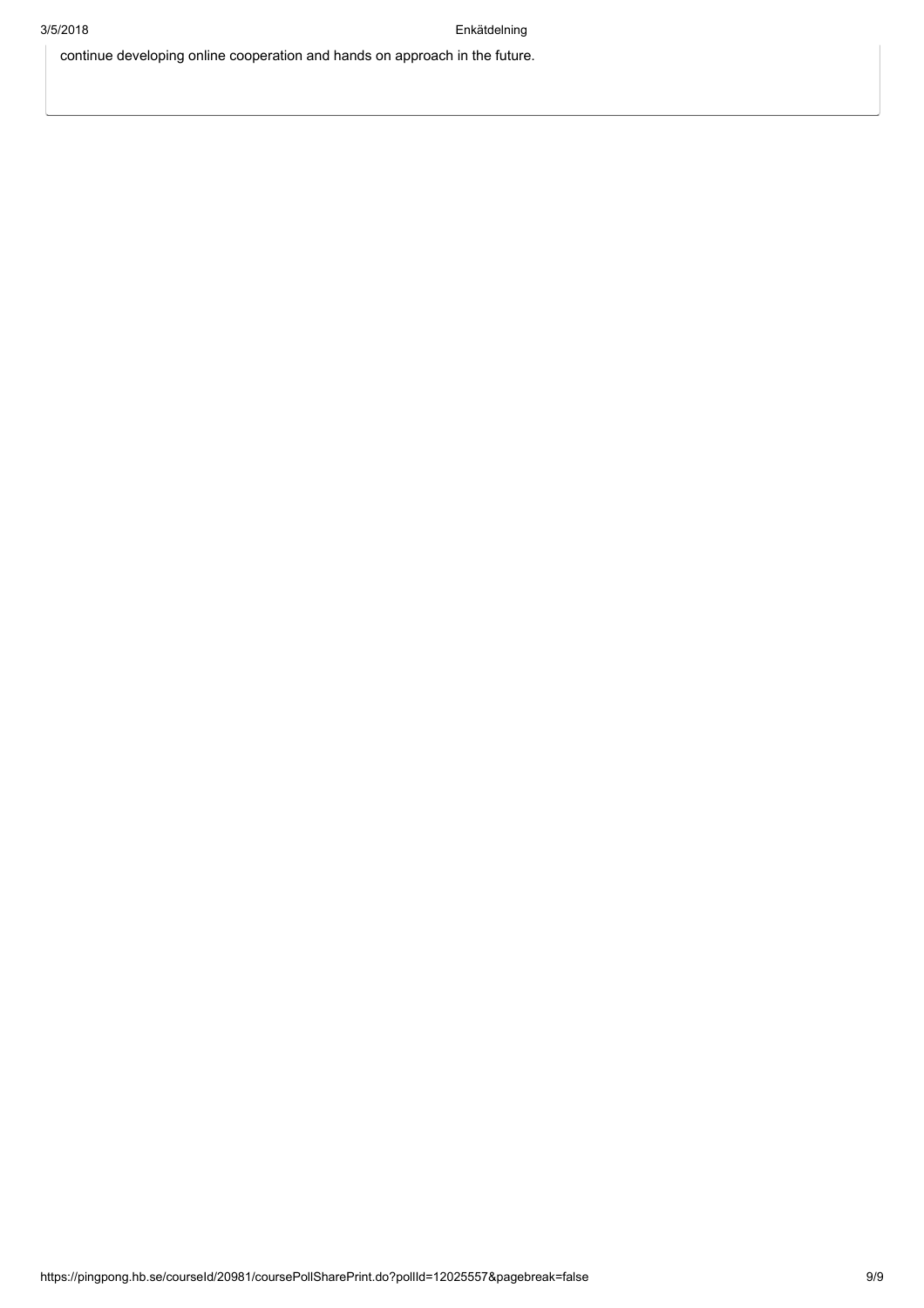continue developing online cooperation and hands on approach in the future.